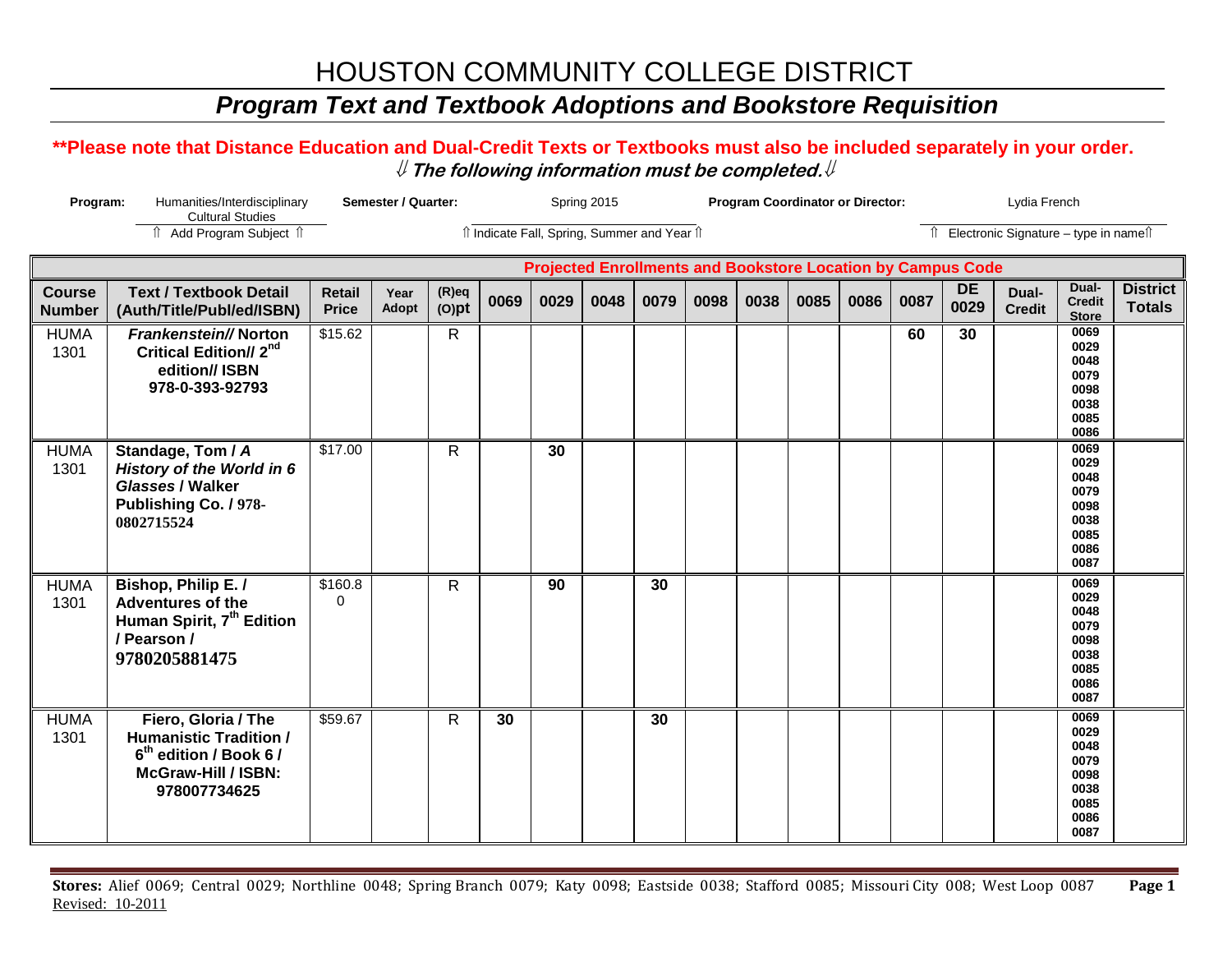# HOUSTON COMMUNITY COLLEGE DISTRICT

## *Program Text and Textbook Adoptions and Bookstore Requisition*

**\*\*Please note that Distance Education and Dual-Credit Texts or Textbooks must also be included separately in your order.**

⇓ ***The following information must be completed.*** ⇓

**Program:** Humanities/Interdisciplinary Cultural Studies
⇑ Add Program Subject ⇑

**Semester / Quarter:** Spring 2015
⇑ Indicate Fall, Spring, Summer and Year ⇑

**Program Coordinator or Director:** Lydia French
⇑ Electronic Signature – type in name⇑

| | | | | | Projected Enrollments and Bookstore Location by Campus Code | | | | | | | | | | | | |
|---|---|---|---|---|---|---|---|---|---|---|---|---|---|---|---|---|---|
| **Course Number** | **Text / Textbook Detail (Auth/Title/Publ/ed/ISBN)** | **Retail Price** | **Year Adopt** | **(R)eq (O)pt** | **0069** | **0029** | **0048** | **0079** | **0098** | **0038** | **0085** | **0086** | **0087** | **DE 0029** | **Dual-Credit** | **Dual-Credit Store** | **District Totals** |
| HUMA 1301 | ***Frankenstein//* Norton Critical Edition// 2nd edition// ISBN 978-0-393-92793** | $15.62 | | R | | | | | | | | | **60** | **30** | | 0069 0029 0048 0079 0098 0038 0085 0086 | |
| HUMA 1301 | **Standage, Tom / *A History of the World in 6 Glasses* / Walker Publishing Co. / 978-0802715524** | $17.00 | | R | | **30** | | | | | | | | | | 0069 0029 0048 0079 0098 0038 0085 0086 0087 | |
| HUMA 1301 | **Bishop, Philip E. / Adventures of the Human Spirit, 7th Edition / Pearson / 9780205881475** | $160.80 | | R | | **90** | | **30** | | | | | | | | 0069 0029 0048 0079 0098 0038 0085 0086 0087 | |
| HUMA 1301 | **Fiero, Gloria / The Humanistic Tradition / 6th edition / Book 6 / McGraw-Hill / ISBN: 978007734625** | $59.67 | | R | **30** | | | **30** | | | | | | | | 0069 0029 0048 0079 0098 0038 0085 0086 0087 | |

**Stores:** Alief 0069; Central 0029; Northline 0048; Spring Branch 0079; Katy 0098; Eastside 0038; Stafford 0085; Missouri City 008; West Loop 0087

Revised: 10-2011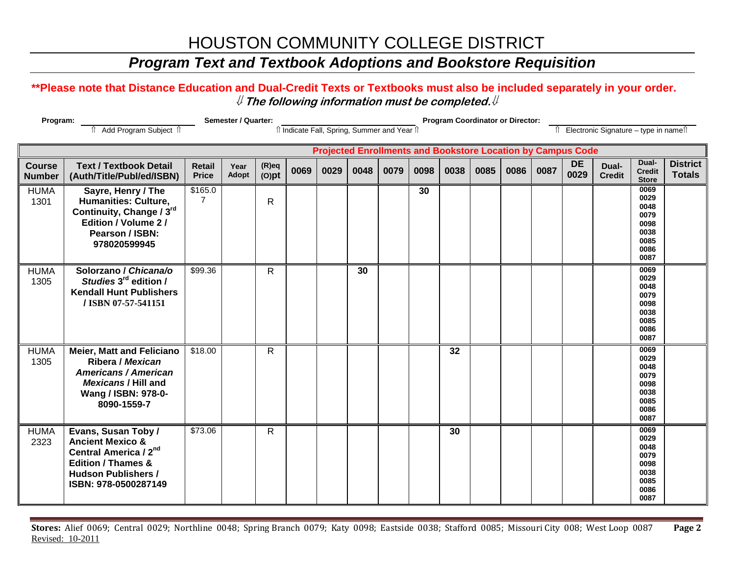# HOUSTON COMMUNITY COLLEGE DISTRICT

## *Program Text and Textbook Adoptions and Bookstore Requisition*

**\*\*Please note that Distance Education and Dual-Credit Texts or Textbooks must also be included separately in your order.**

⇓ ***The following information must be completed.*** ⇓

**Program:** ______________________ **Semester / Quarter:** ______________________ **Program Coordinator or Director:** ______________________

⇑ Add Program Subject ⇑ ⇑ Indicate Fall, Spring, Summer and Year ⇑ ⇑ Electronic Signature – type in name⇑

| | | | | | Projected Enrollments and Bookstore Location by Campus Code | | | | | | | | | | | | |
|---|---|---|---|---|---|---|---|---|---|---|---|---|---|---|---|---|---|
| **Course Number** | **Text / Textbook Detail (Auth/Title/Publ/ed/ISBN)** | **Retail Price** | **Year Adopt** | **(R)eq (O)pt** | **0069** | **0029** | **0048** | **0079** | **0098** | **0038** | **0085** | **0086** | **0087** | **DE 0029** | **Dual-Credit** | **Dual-Credit Store** | **District Totals** |
| HUMA 1301 | **Sayre, Henry / The Humanities: Culture, Continuity, Change / 3rd Edition / Volume 2 / Pearson / ISBN: 978020599945** | $165.07 | | R | | | | | **30** | | | | | | | 0069 0029 0048 0079 0098 0038 0085 0086 0087 | |
| HUMA 1305 | **Solorzano / *Chicana/o Studies* 3rd edition / Kendall Hunt Publishers / ISBN 07-57-541151** | $99.36 | | R | | | **30** | | | | | | | | | 0069 0029 0048 0079 0098 0038 0085 0086 0087 | |
| HUMA 1305 | **Meier, Matt and Feliciano Ribera / *Mexican Americans / American Mexicans* / Hill and Wang / ISBN: 978-0-8090-1559-7** | $18.00 | | R | | | | | | **32** | | | | | | 0069 0029 0048 0079 0098 0038 0085 0086 0087 | |
| HUMA 2323 | **Evans, Susan Toby / Ancient Mexico & Central America / 2nd Edition / Thames & Hudson Publishers / ISBN: 978-0500287149** | $73.06 | | R | | | | | | **30** | | | | | | 0069 0029 0048 0079 0098 0038 0085 0086 0087 | |

**Stores:** Alief 0069; Central 0029; Northline 0048; Spring Branch 0079; Katy 0098; Eastside 0038; Stafford 0085; Missouri City 008; West Loop 0087

Revised: 10-2011